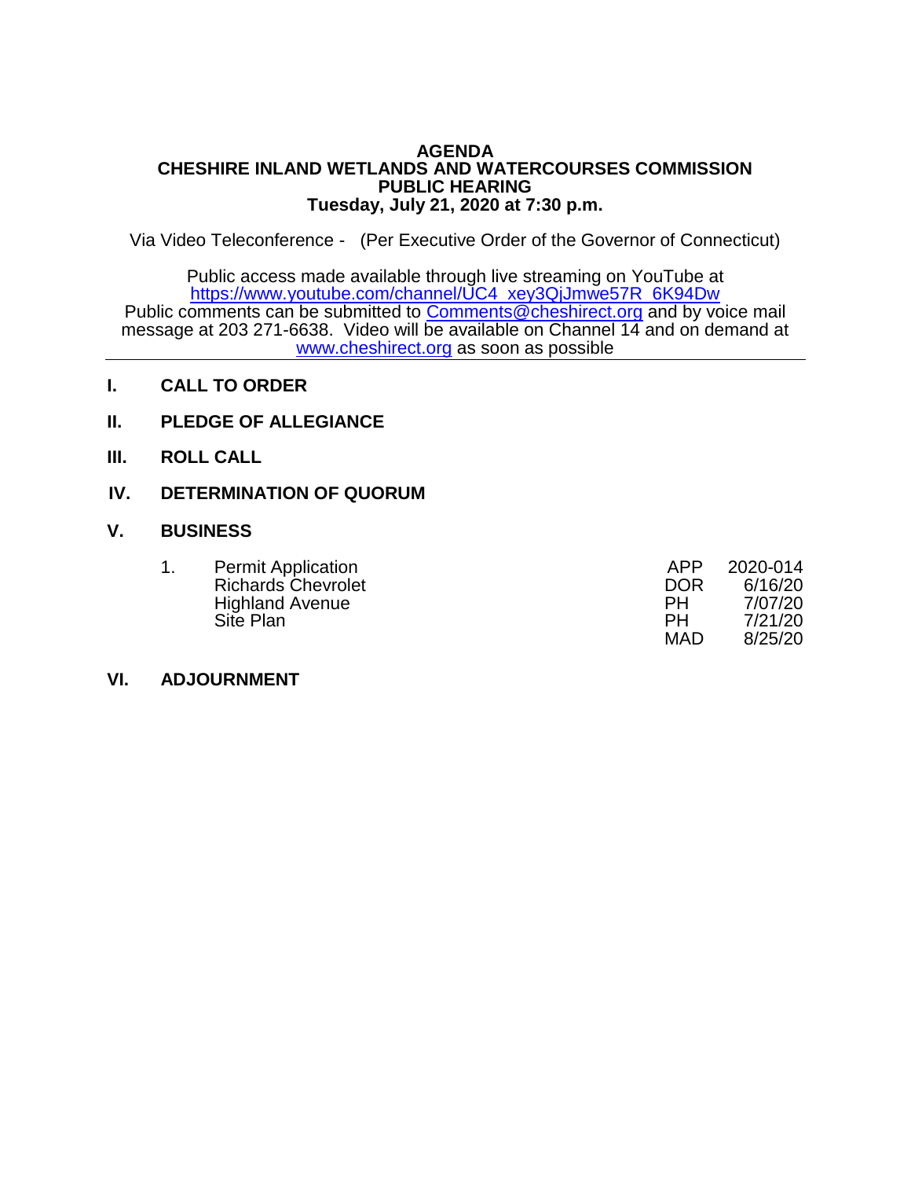# AGENDA
## CHESHIRE INLAND WETLANDS AND WATERCOURSES COMMISSION
## PUBLIC HEARING
### Tuesday, July 21, 2020 at 7:30 p.m.

Via Video Teleconference - (Per Executive Order of the Governor of Connecticut)

Public access made available through live streaming on YouTube at
https://www.youtube.com/channel/UC4_xey3QjJmwe57R_6K94Dw
Public comments can be submitted to Comments@cheshirect.org and by voice mail message at 203 271-6638. Video will be available on Channel 14 and on demand at www.cheshirect.org as soon as possible

---

**I. CALL TO ORDER**

**II. PLEDGE OF ALLEGIANCE**

**III. ROLL CALL**

**IV. DETERMINATION OF QUORUM**

**V. BUSINESS**

1. Permit Application
   Richards Chevrolet
   Highland Avenue
   Site Plan

| | |
|---|---|
| APP | 2020-014 |
| DOR | 6/16/20 |
| PH | 7/07/20 |
| PH | 7/21/20 |
| MAD | 8/25/20 |

**VI. ADJOURNMENT**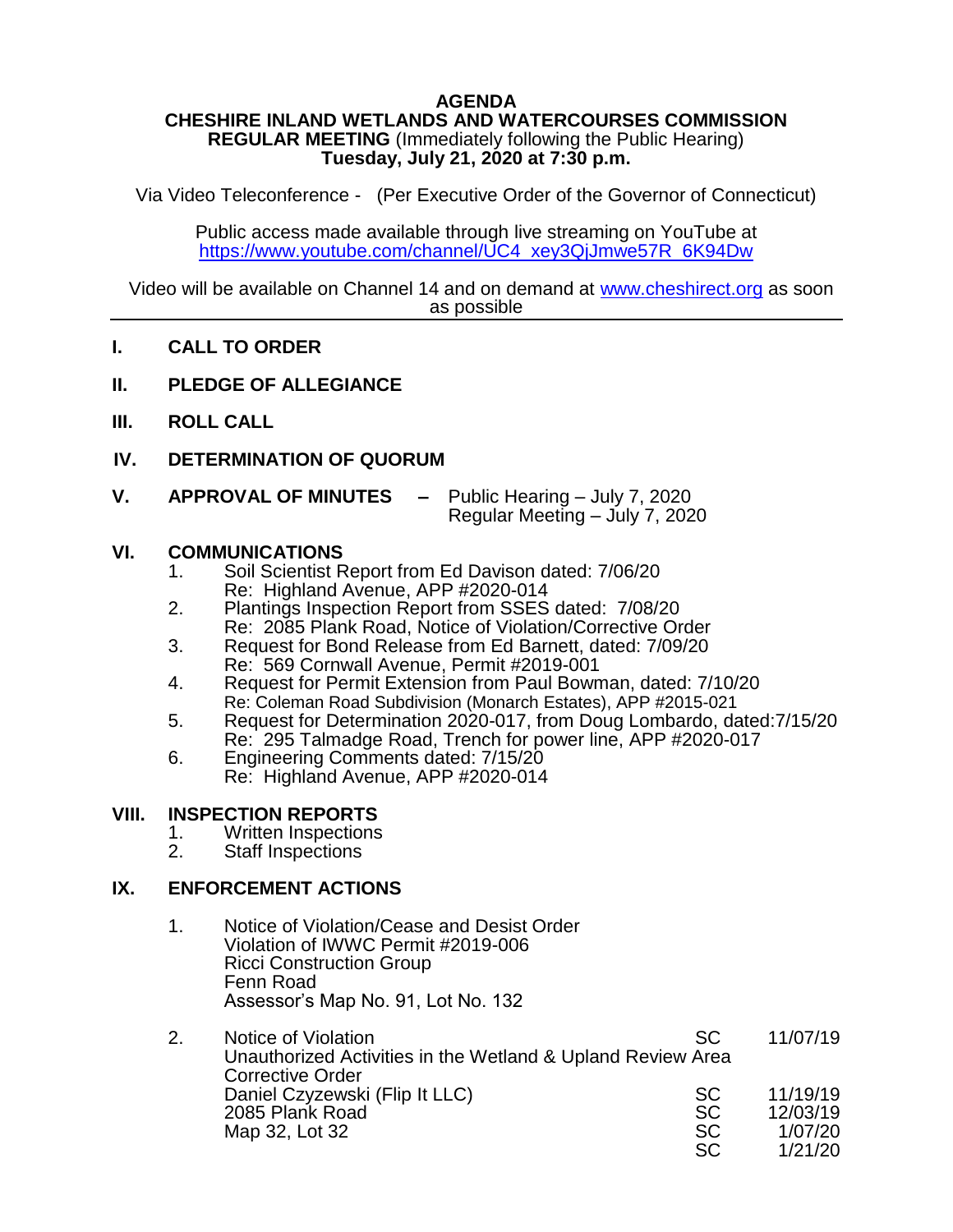**AGENDA**
**CHESHIRE INLAND WETLANDS AND WATERCOURSES COMMISSION**
**REGULAR MEETING** (Immediately following the Public Hearing)
**Tuesday, July 21, 2020 at 7:30 p.m.**

Via Video Teleconference - (Per Executive Order of the Governor of Connecticut)

Public access made available through live streaming on YouTube at https://www.youtube.com/channel/UC4_xey3QjJmwe57R_6K94Dw

Video will be available on Channel 14 and on demand at www.cheshirect.org as soon as possible

---

**I. CALL TO ORDER**

**II. PLEDGE OF ALLEGIANCE**

**III. ROLL CALL**

**IV. DETERMINATION OF QUORUM**

**V. APPROVAL OF MINUTES –** Public Hearing – July 7, 2020
Regular Meeting – July 7, 2020

**VI. COMMUNICATIONS**

1. Soil Scientist Report from Ed Davison dated: 7/06/20
   Re: Highland Avenue, APP #2020-014
2. Plantings Inspection Report from SSES dated: 7/08/20
   Re: 2085 Plank Road, Notice of Violation/Corrective Order
3. Request for Bond Release from Ed Barnett, dated: 7/09/20
   Re: 569 Cornwall Avenue, Permit #2019-001
4. Request for Permit Extension from Paul Bowman, dated: 7/10/20
   Re: Coleman Road Subdivision (Monarch Estates), APP #2015-021
5. Request for Determination 2020-017, from Doug Lombardo, dated:7/15/20
   Re: 295 Talmadge Road, Trench for power line, APP #2020-017
6. Engineering Comments dated: 7/15/20
   Re: Highland Avenue, APP #2020-014

**VIII. INSPECTION REPORTS**

1. Written Inspections
2. Staff Inspections

**IX. ENFORCEMENT ACTIONS**

1. Notice of Violation/Cease and Desist Order
   Violation of IWWC Permit #2019-006
   Ricci Construction Group
   Fenn Road
   Assessor's Map No. 91, Lot No. 132

2. Notice of Violation SC 11/07/19
   Unauthorized Activities in the Wetland & Upland Review Area
   Corrective Order
   Daniel Czyzewski (Flip It LLC) SC 11/19/19
   2085 Plank Road SC 12/03/19
   Map 32, Lot 32 SC 1/07/20
   SC 1/21/20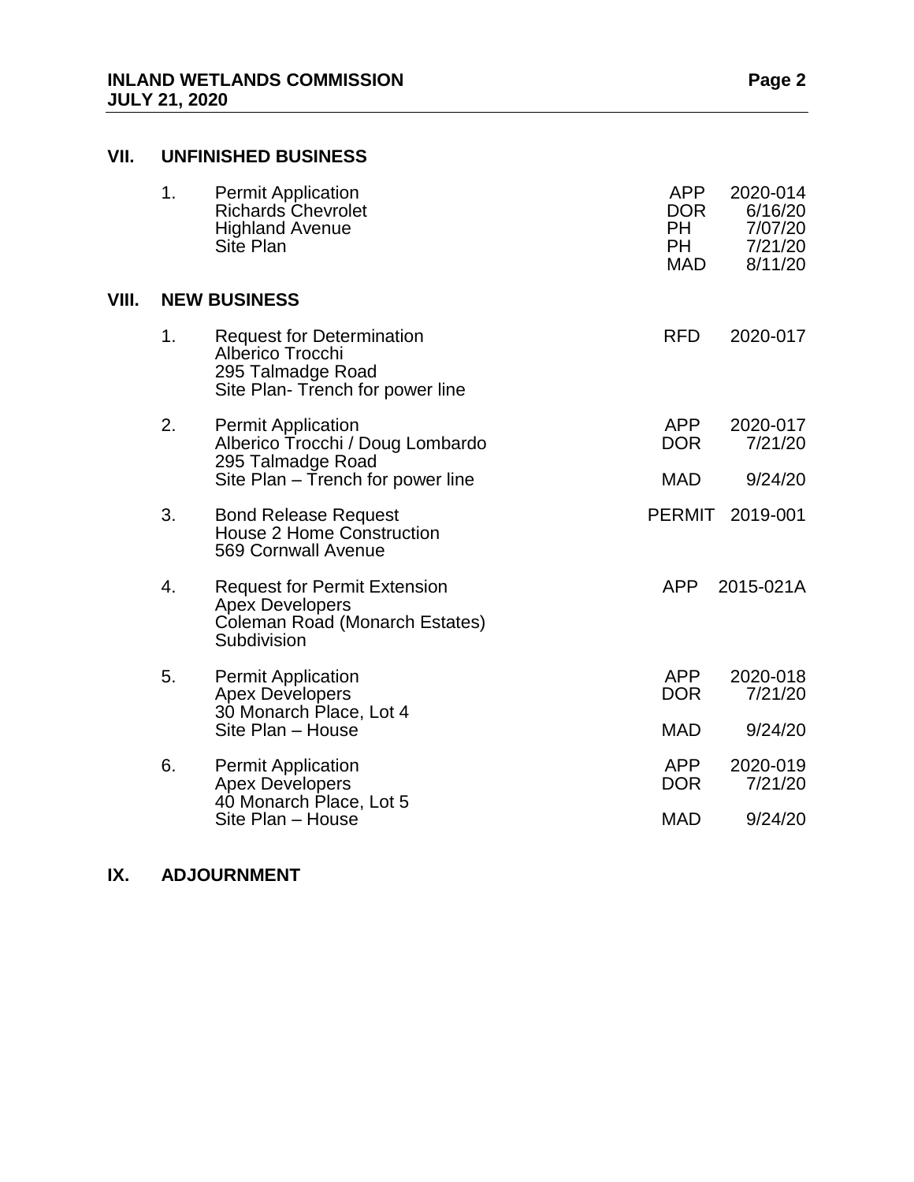## VII. UNFINISHED BUSINESS

| | | | |
|---|---|---|---|
| 1. | Permit Application<br>Richards Chevrolet<br>Highland Avenue<br>Site Plan | APP<br>DOR<br>PH<br>PH<br>MAD | 2020-014<br>6/16/20<br>7/07/20<br>7/21/20<br>8/11/20 |

## VIII. NEW BUSINESS

| | | | |
|---|---|---|---|
| 1. | Request for Determination<br>Alberico Trocchi<br>295 Talmadge Road<br>Site Plan- Trench for power line | RFD | 2020-017 |
| 2. | Permit Application<br>Alberico Trocchi / Doug Lombardo<br>295 Talmadge Road<br>Site Plan – Trench for power line | APP<br>DOR<br><br>MAD | 2020-017<br>7/21/20<br><br>9/24/20 |
| 3. | Bond Release Request<br>House 2 Home Construction<br>569 Cornwall Avenue | PERMIT | 2019-001 |
| 4. | Request for Permit Extension<br>Apex Developers<br>Coleman Road (Monarch Estates)<br>Subdivision | APP | 2015-021A |
| 5. | Permit Application<br>Apex Developers<br>30 Monarch Place, Lot 4<br>Site Plan – House | APP<br>DOR<br><br>MAD | 2020-018<br>7/21/20<br><br>9/24/20 |
| 6. | Permit Application<br>Apex Developers<br>40 Monarch Place, Lot 5<br>Site Plan – House | APP<br>DOR<br><br>MAD | 2020-019<br>7/21/20<br><br>9/24/20 |

## IX. ADJOURNMENT